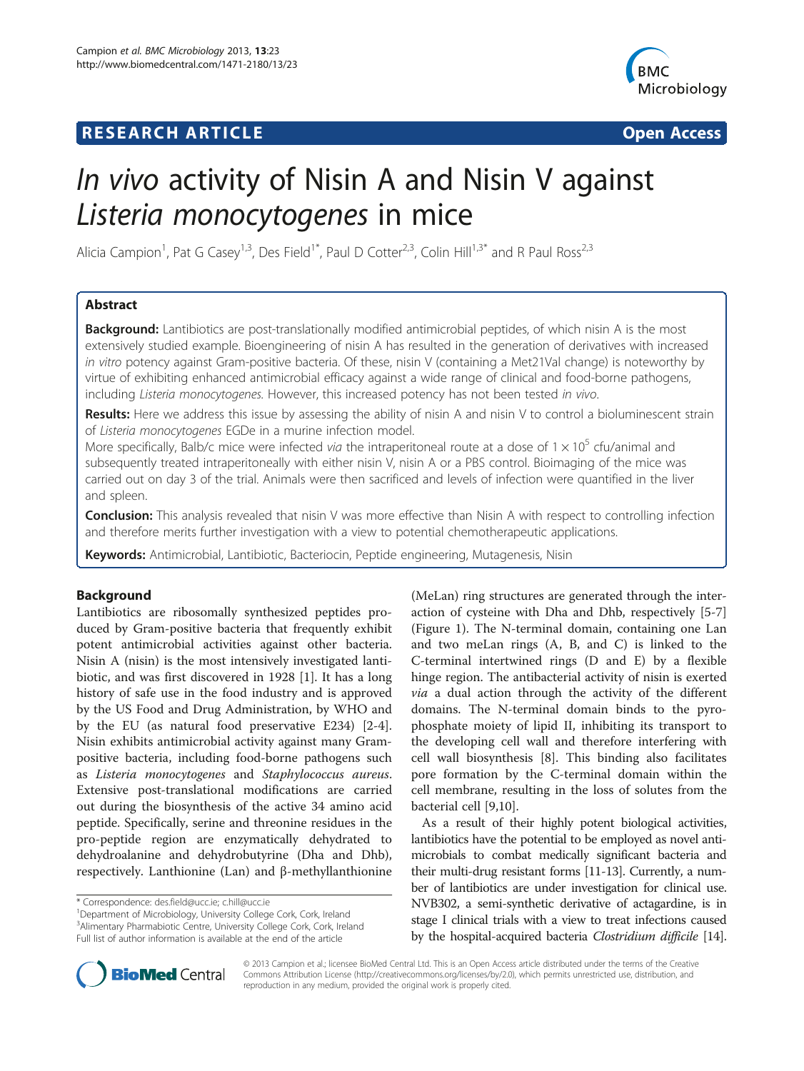**RESEARCH ARTICLE** **Open Access**

# *In vivo* activity of Nisin A and Nisin V against *Listeria monocytogenes* in mice

Alicia Campion[1], Pat G Casey[1,3], Des Field[1*], Paul D Cotter[2,3], Colin Hill[1,3*] and R Paul Ross[2,3]

## Abstract

**Background:** Lantibiotics are post-translationally modified antimicrobial peptides, of which nisin A is the most extensively studied example. Bioengineering of nisin A has resulted in the generation of derivatives with increased *in vitro* potency against Gram-positive bacteria. Of these, nisin V (containing a Met21Val change) is noteworthy by virtue of exhibiting enhanced antimicrobial efficacy against a wide range of clinical and food-borne pathogens, including *Listeria monocytogenes*. However, this increased potency has not been tested *in vivo*.

**Results:** Here we address this issue by assessing the ability of nisin A and nisin V to control a bioluminescent strain of *Listeria monocytogenes* EGDe in a murine infection model.

More specifically, Balb/c mice were infected *via* the intraperitoneal route at a dose of $1 \times 10^5$ cfu/animal and subsequently treated intraperitoneally with either nisin V, nisin A or a PBS control. Bioimaging of the mice was carried out on day 3 of the trial. Animals were then sacrificed and levels of infection were quantified in the liver and spleen.

**Conclusion:** This analysis revealed that nisin V was more effective than Nisin A with respect to controlling infection and therefore merits further investigation with a view to potential chemotherapeutic applications.

**Keywords:** Antimicrobial, Lantibiotic, Bacteriocin, Peptide engineering, Mutagenesis, Nisin

## Background

Lantibiotics are ribosomally synthesized peptides produced by Gram-positive bacteria that frequently exhibit potent antimicrobial activities against other bacteria. Nisin A (nisin) is the most intensively investigated lantibiotic, and was first discovered in 1928 [1]. It has a long history of safe use in the food industry and is approved by the US Food and Drug Administration, by WHO and by the EU (as natural food preservative E234) [2-4]. Nisin exhibits antimicrobial activity against many Gram-positive bacteria, including food-borne pathogens such as *Listeria monocytogenes* and *Staphylococcus aureus*. Extensive post-translational modifications are carried out during the biosynthesis of the active 34 amino acid peptide. Specifically, serine and threonine residues in the pro-peptide region are enzymatically dehydrated to dehydroalanine and dehydrobutyrine (Dha and Dhb), respectively. Lanthionine (Lan) and β-methyllanthionine (MeLan) ring structures are generated through the interaction of cysteine with Dha and Dhb, respectively [5-7] (Figure 1). The N-terminal domain, containing one Lan and two meLan rings (A, B, and C) is linked to the C-terminal intertwined rings (D and E) by a flexible hinge region. The antibacterial activity of nisin is exerted *via* a dual action through the activity of the different domains. The N-terminal domain binds to the pyrophosphate moiety of lipid II, inhibiting its transport to the developing cell wall and therefore interfering with cell wall biosynthesis [8]. This binding also facilitates pore formation by the C-terminal domain within the cell membrane, resulting in the loss of solutes from the bacterial cell [9,10].

As a result of their highly potent biological activities, lantibiotics have the potential to be employed as novel antimicrobials to combat medically significant bacteria and their multi-drug resistant forms [11-13]. Currently, a number of lantibiotics are under investigation for clinical use. NVB302, a semi-synthetic derivative of actagardine, is in stage I clinical trials with a view to treat infections caused by the hospital-acquired bacteria *Clostridium difficile* [14].

\* Correspondence: des.field@ucc.ie; c.hill@ucc.ie
[1]Department of Microbiology, University College Cork, Cork, Ireland
[3]Alimentary Pharmabiotic Centre, University College Cork, Cork, Ireland
Full list of author information is available at the end of the article

© 2013 Campion et al.; licensee BioMed Central Ltd. This is an Open Access article distributed under the terms of the Creative Commons Attribution License (http://creativecommons.org/licenses/by/2.0), which permits unrestricted use, distribution, and reproduction in any medium, provided the original work is properly cited.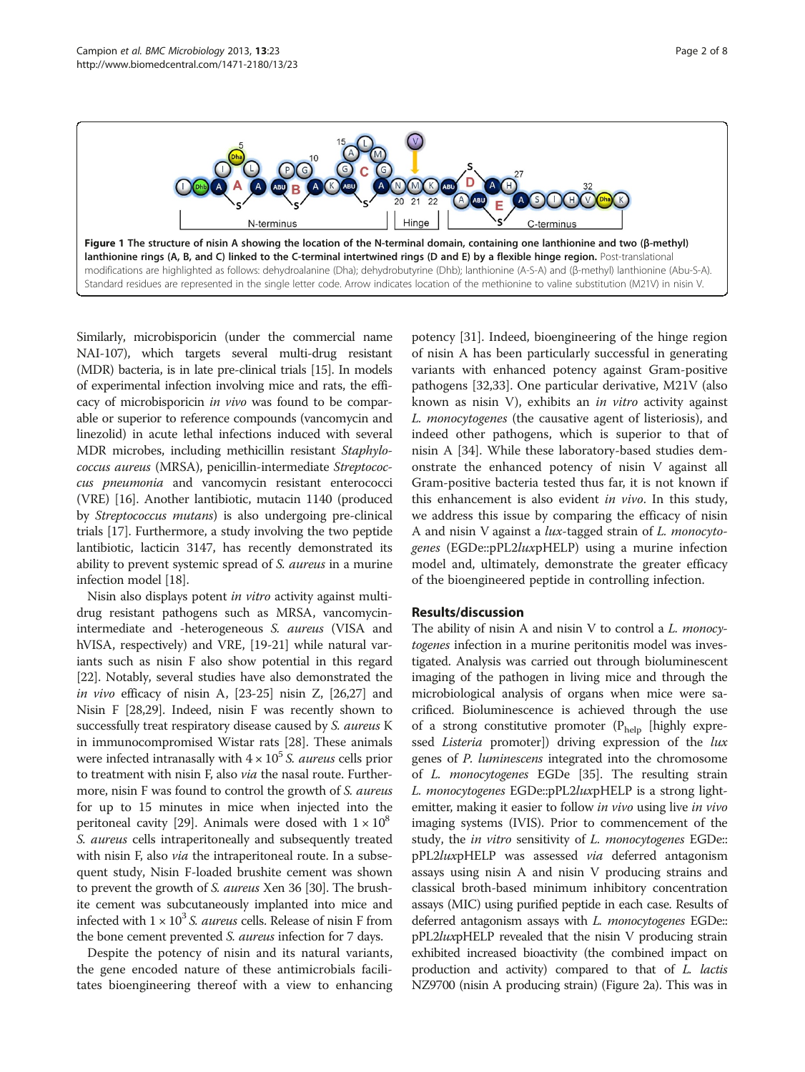**Figure 1 The structure of nisin A showing the location of the N-terminal domain, containing one lanthionine and two (β-methyl) lanthionine rings (A, B, and C) linked to the C-terminal intertwined rings (D and E) by a flexible hinge region.** Post-translational modifications are highlighted as follows: dehydroalanine (Dha); dehydrobutyrine (Dhb); lanthionine (A-S-A) and (β-methyl) lanthionine (Abu-S-A). Standard residues are represented in the single letter code. Arrow indicates location of the methionine to valine substitution (M21V) in nisin V.

Similarly, microbisporicin (under the commercial name NAI-107), which targets several multi-drug resistant (MDR) bacteria, is in late pre-clinical trials [15]. In models of experimental infection involving mice and rats, the efficacy of microbisporicin *in vivo* was found to be comparable or superior to reference compounds (vancomycin and linezolid) in acute lethal infections induced with several MDR microbes, including methicillin resistant *Staphylococcus aureus* (MRSA), penicillin-intermediate *Streptococcus pneumonia* and vancomycin resistant enterococci (VRE) [16]. Another lantibiotic, mutacin 1140 (produced by *Streptococcus mutans*) is also undergoing pre-clinical trials [17]. Furthermore, a study involving the two peptide lantibiotic, lacticin 3147, has recently demonstrated its ability to prevent systemic spread of *S. aureus* in a murine infection model [18].

Nisin also displays potent *in vitro* activity against multi-drug resistant pathogens such as MRSA, vancomycin-intermediate and -heterogeneous *S. aureus* (VISA and hVISA, respectively) and VRE, [19-21] while natural variants such as nisin F also show potential in this regard [22]. Notably, several studies have also demonstrated the *in vivo* efficacy of nisin A, [23-25] nisin Z, [26,27] and Nisin F [28,29]. Indeed, nisin F was recently shown to successfully treat respiratory disease caused by *S. aureus* K in immunocompromised Wistar rats [28]. These animals were infected intranasally with $4 \times 10^5$ *S. aureus* cells prior to treatment with nisin F, also *via* the nasal route. Furthermore, nisin F was found to control the growth of *S. aureus* for up to 15 minutes in mice when injected into the peritoneal cavity [29]. Animals were dosed with $1 \times 10^8$ *S. aureus* cells intraperitoneally and subsequently treated with nisin F, also *via* the intraperitoneal route. In a subsequent study, Nisin F-loaded brushite cement was shown to prevent the growth of *S. aureus* Xen 36 [30]. The brushite cement was subcutaneously implanted into mice and infected with $1 \times 10^3$ *S. aureus* cells. Release of nisin F from the bone cement prevented *S. aureus* infection for 7 days.

Despite the potency of nisin and its natural variants, the gene encoded nature of these antimicrobials facilitates bioengineering thereof with a view to enhancing potency [31]. Indeed, bioengineering of the hinge region of nisin A has been particularly successful in generating variants with enhanced potency against Gram-positive pathogens [32,33]. One particular derivative, M21V (also known as nisin V), exhibits an *in vitro* activity against *L. monocytogenes* (the causative agent of listeriosis), and indeed other pathogens, which is superior to that of nisin A [34]. While these laboratory-based studies demonstrate the enhanced potency of nisin V against all Gram-positive bacteria tested thus far, it is not known if this enhancement is also evident *in vivo*. In this study, we address this issue by comparing the efficacy of nisin A and nisin V against a *lux*-tagged strain of *L. monocytogenes* (EGDe::pPL2*lux*pHELP) using a murine infection model and, ultimately, demonstrate the greater efficacy of the bioengineered peptide in controlling infection.

## Results/discussion

The ability of nisin A and nisin V to control a *L. monocytogenes* infection in a murine peritonitis model was investigated. Analysis was carried out through bioluminescent imaging of the pathogen in living mice and through the microbiological analysis of organs when mice were sacrificed. Bioluminescence is achieved through the use of a strong constitutive promoter ($P_{help}$ [highly expressed *Listeria* promoter]) driving expression of the *lux* genes of *P. luminescens* integrated into the chromosome of *L. monocytogenes* EGDe [35]. The resulting strain *L. monocytogenes* EGDe::pPL2*lux*pHELP is a strong light-emitter, making it easier to follow *in vivo* using live *in vivo* imaging systems (IVIS). Prior to commencement of the study, the *in vitro* sensitivity of *L. monocytogenes* EGDe::pPL2*lux*pHELP was assessed *via* deferred antagonism assays using nisin A and nisin V producing strains and classical broth-based minimum inhibitory concentration assays (MIC) using purified peptide in each case. Results of deferred antagonism assays with *L. monocytogenes* EGDe::pPL2*lux*pHELP revealed that the nisin V producing strain exhibited increased bioactivity (the combined impact on production and activity) compared to that of *L. lactis* NZ9700 (nisin A producing strain) (Figure 2a). This was in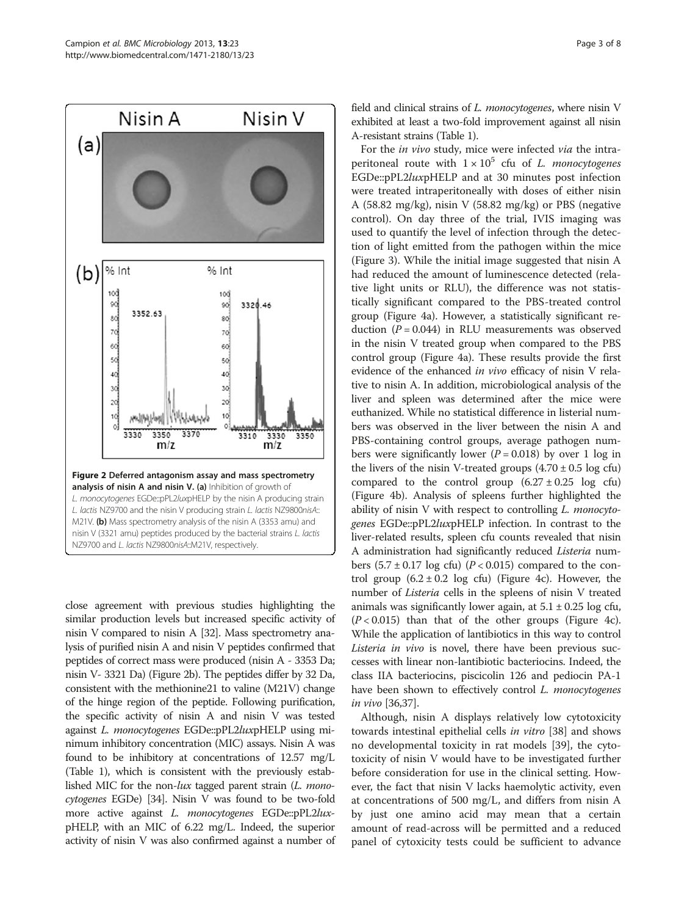Nisin A

Nisin V

(a)

(b)

% Int

3352.63

3330 3350 3370

m/z

% Int

3320.46

3310 3330 3350

m/z

**Figure 2 Deferred antagonism assay and mass spectrometry analysis of nisin A and nisin V. (a)** Inhibition of growth of *L. monocytogenes* EGDe::pPL2*lux*pHELP by the nisin A producing strain *L. lactis* NZ9700 and the nisin V producing strain *L. lactis* NZ9800*nisA*::M21V. **(b)** Mass spectrometry analysis of the nisin A (3353 amu) and nisin V (3321 amu) peptides produced by the bacterial strains *L. lactis* NZ9700 and *L. lactis* NZ9800*nisA*::M21V, respectively.

close agreement with previous studies highlighting the similar production levels but increased specific activity of nisin V compared to nisin A [32]. Mass spectrometry analysis of purified nisin A and nisin V peptides confirmed that peptides of correct mass were produced (nisin A - 3353 Da; nisin V- 3321 Da) (Figure 2b). The peptides differ by 32 Da, consistent with the methionine21 to valine (M21V) change of the hinge region of the peptide. Following purification, the specific activity of nisin A and nisin V was tested against *L. monocytogenes* EGDe::pPL2*lux*pHELP using minimum inhibitory concentration (MIC) assays. Nisin A was found to be inhibitory at concentrations of 12.57 mg/L (Table 1), which is consistent with the previously established MIC for the non-*lux* tagged parent strain (*L. monocytogenes* EGDe) [34]. Nisin V was found to be two-fold more active against *L. monocytogenes* EGDe::pPL2*lux*pHELP, with an MIC of 6.22 mg/L. Indeed, the superior activity of nisin V was also confirmed against a number of field and clinical strains of *L. monocytogenes*, where nisin V exhibited at least a two-fold improvement against all nisin A-resistant strains (Table 1).

For the *in vivo* study, mice were infected *via* the intraperitoneal route with $1 \times 10^5$ cfu of *L. monocytogenes* EGDe::pPL2*lux*pHELP and at 30 minutes post infection were treated intraperitoneally with doses of either nisin A (58.82 mg/kg), nisin V (58.82 mg/kg) or PBS (negative control). On day three of the trial, IVIS imaging was used to quantify the level of infection through the detection of light emitted from the pathogen within the mice (Figure 3). While the initial image suggested that nisin A had reduced the amount of luminescence detected (relative light units or RLU), the difference was not statistically significant compared to the PBS-treated control group (Figure 4a). However, a statistically significant reduction ($P = 0.044$) in RLU measurements was observed in the nisin V treated group when compared to the PBS control group (Figure 4a). These results provide the first evidence of the enhanced *in vivo* efficacy of nisin V relative to nisin A. In addition, microbiological analysis of the liver and spleen was determined after the mice were euthanized. While no statistical difference in listerial numbers was observed in the liver between the nisin A and PBS-containing control groups, average pathogen numbers were significantly lower ($P = 0.018$) by over 1 log in the livers of the nisin V-treated groups ($4.70 \pm 0.5$ log cfu) compared to the control group ($6.27 \pm 0.25$ log cfu) (Figure 4b). Analysis of spleens further highlighted the ability of nisin V with respect to controlling *L. monocytogenes* EGDe::pPL2*lux*pHELP infection. In contrast to the liver-related results, spleen cfu counts revealed that nisin A administration had significantly reduced *Listeria* numbers ($5.7 \pm 0.17$ log cfu) ($P < 0.015$) compared to the control group ($6.2 \pm 0.2$ log cfu) (Figure 4c). However, the number of *Listeria* cells in the spleens of nisin V treated animals was significantly lower again, at $5.1 \pm 0.25$ log cfu, ($P < 0.015$) than that of the other groups (Figure 4c). While the application of lantibiotics in this way to control *Listeria in vivo* is novel, there have been previous successes with linear non-lantibiotic bacteriocins. Indeed, the class IIA bacteriocins, piscicolin 126 and pediocin PA-1 have been shown to effectively control *L. monocytogenes in vivo* [36,37].

Although, nisin A displays relatively low cytotoxicity towards intestinal epithelial cells *in vitro* [38] and shows no developmental toxicity in rat models [39], the cytotoxicity of nisin V would have to be investigated further before consideration for use in the clinical setting. However, the fact that nisin V lacks haemolytic activity, even at concentrations of 500 mg/L, and differs from nisin A by just one amino acid may mean that a certain amount of read-across will be permitted and a reduced panel of cytoxicity tests could be sufficient to advance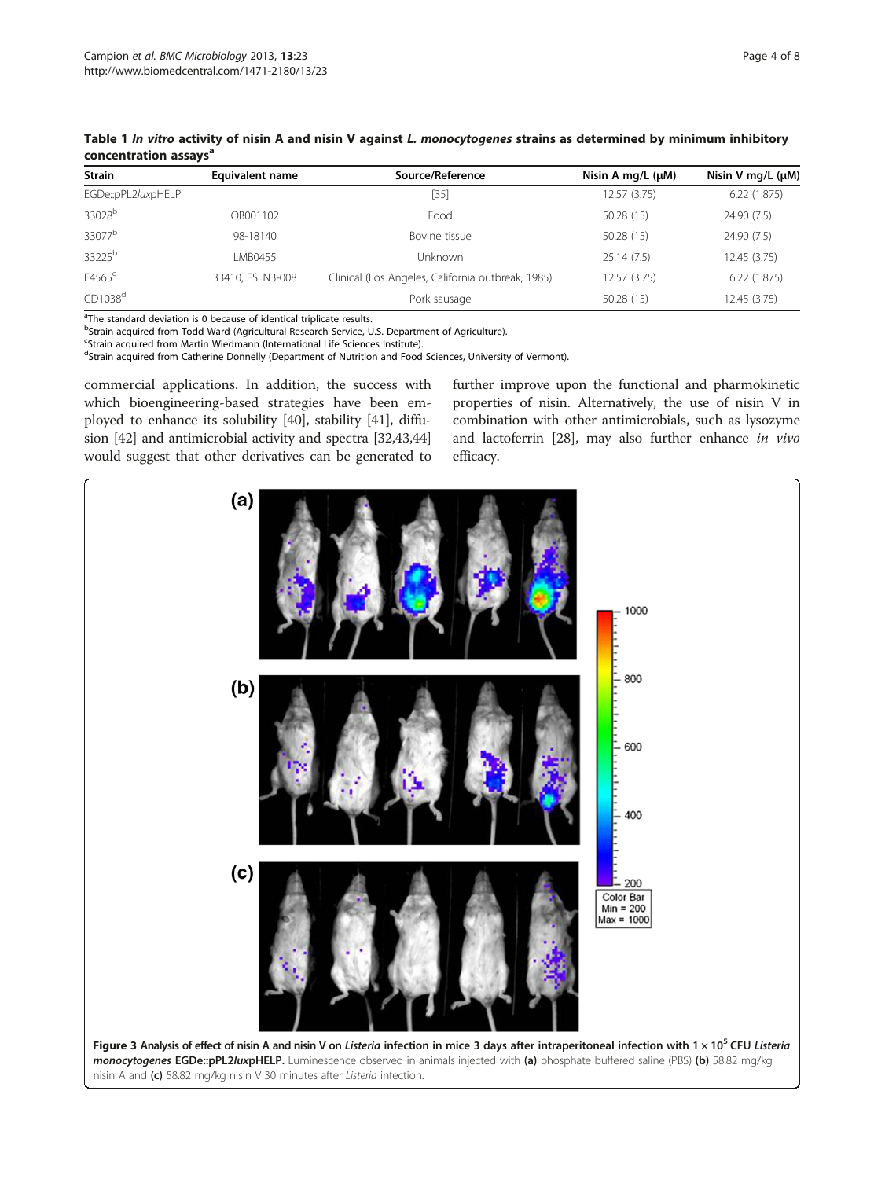**Table 1 *In vitro* activity of nisin A and nisin V against *L. monocytogenes* strains as determined by minimum inhibitory concentration assays[a]**

| Strain | Equivalent name | Source/Reference | Nisin A mg/L (μM) | Nisin V mg/L (μM) |
|---|---|---|---|---|
| EGDe::pPL2*lux*pHELP | | [35] | 12.57 (3.75) | 6.22 (1.875) |
| 33028[b] | OB001102 | Food | 50.28 (15) | 24.90 (7.5) |
| 33077[b] | 98-18140 | Bovine tissue | 50.28 (15) | 24.90 (7.5) |
| 33225[b] | LMB0455 | Unknown | 25.14 (7.5) | 12.45 (3.75) |
| F4565[c] | 33410, FSLN3-008 | Clinical (Los Angeles, California outbreak, 1985) | 12.57 (3.75) | 6.22 (1.875) |
| CD1038[d] | | Pork sausage | 50.28 (15) | 12.45 (3.75) |

[a]The standard deviation is 0 because of identical triplicate results.
[b]Strain acquired from Todd Ward (Agricultural Research Service, U.S. Department of Agriculture).
[c]Strain acquired from Martin Wiedmann (International Life Sciences Institute).
[d]Strain acquired from Catherine Donnelly (Department of Nutrition and Food Sciences, University of Vermont).

commercial applications. In addition, the success with which bioengineering-based strategies have been employed to enhance its solubility [40], stability [41], diffusion [42] and antimicrobial activity and spectra [32,43,44] would suggest that other derivatives can be generated to further improve upon the functional and pharmokinetic properties of nisin. Alternatively, the use of nisin V in combination with other antimicrobials, such as lysozyme and lactoferrin [28], may also further enhance *in vivo* efficacy.

**Figure 3 Analysis of effect of nisin A and nisin V on *Listeria* infection in mice 3 days after intraperitoneal infection with $1 \times 10^5$ CFU *Listeria monocytogenes* EGDe::pPL2*lux*pHELP.** Luminescence observed in animals injected with **(a)** phosphate buffered saline (PBS) **(b)** 58.82 mg/kg nisin A and **(c)** 58.82 mg/kg nisin V 30 minutes after *Listeria* infection.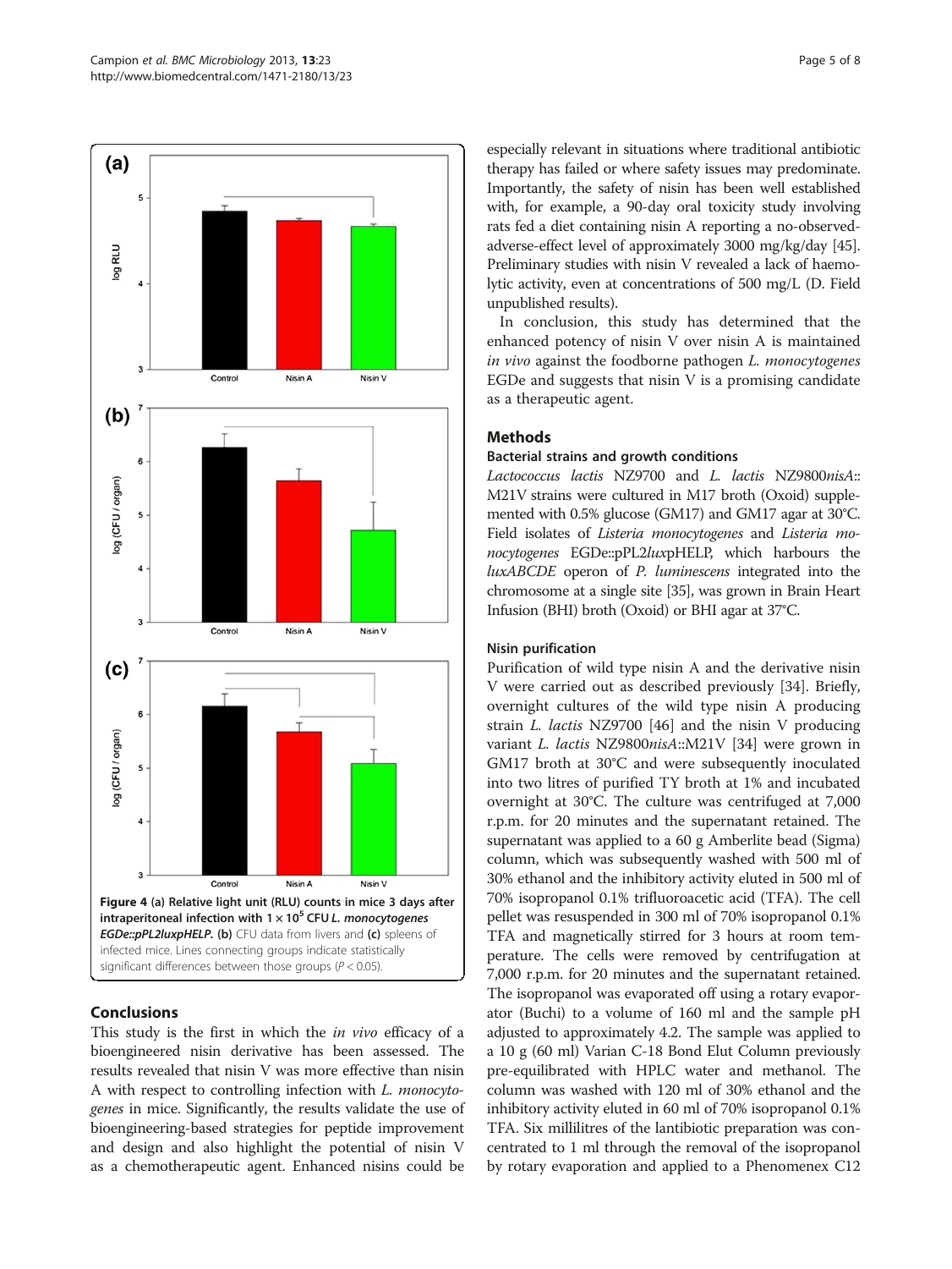(a)

5

log RLU

4

3

Control Nisin A Nisin V

(b)

7

6

log (CFU / organ)

5

4

3

Control Nisin A Nisin V

(c)

7

6

log (CFU / organ)

5

4

3

Control Nisin A Nisin V

**Figure 4** (a) Relative light unit (RLU) counts in mice 3 days after intraperitoneal infection with $1 \times 10^5$ CFU *L. monocytogenes* EGDe::pPL2luxpHELP. (b) CFU data from livers and (c) spleens of infected mice. Lines connecting groups indicate statistically significant differences between those groups ($P < 0.05$).

## Conclusions

This study is the first in which the *in vivo* efficacy of a bioengineered nisin derivative has been assessed. The results revealed that nisin V was more effective than nisin A with respect to controlling infection with *L. monocytogenes* in mice. Significantly, the results validate the use of bioengineering-based strategies for peptide improvement and design and also highlight the potential of nisin V as a chemotherapeutic agent. Enhanced nisins could be especially relevant in situations where traditional antibiotic therapy has failed or where safety issues may predominate. Importantly, the safety of nisin has been well established with, for example, a 90-day oral toxicity study involving rats fed a diet containing nisin A reporting a no-observed-adverse-effect level of approximately 3000 mg/kg/day [45]. Preliminary studies with nisin V revealed a lack of haemolytic activity, even at concentrations of 500 mg/L (D. Field unpublished results).

In conclusion, this study has determined that the enhanced potency of nisin V over nisin A is maintained *in vivo* against the foodborne pathogen *L. monocytogenes* EGDe and suggests that nisin V is a promising candidate as a therapeutic agent.

## Methods

### Bacterial strains and growth conditions

*Lactococcus lactis* NZ9700 and *L. lactis* NZ9800*nisA*::M21V strains were cultured in M17 broth (Oxoid) supplemented with 0.5% glucose (GM17) and GM17 agar at 30°C. Field isolates of *Listeria monocytogenes* and *Listeria monocytogenes* EGDe::pPL2*lux*pHELP, which harbours the *luxABCDE* operon of *P. luminescens* integrated into the chromosome at a single site [35], was grown in Brain Heart Infusion (BHI) broth (Oxoid) or BHI agar at 37°C.

### Nisin purification

Purification of wild type nisin A and the derivative nisin V were carried out as described previously [34]. Briefly, overnight cultures of the wild type nisin A producing strain *L. lactis* NZ9700 [46] and the nisin V producing variant *L. lactis* NZ9800*nisA*::M21V [34] were grown in GM17 broth at 30°C and were subsequently inoculated into two litres of purified TY broth at 1% and incubated overnight at 30°C. The culture was centrifuged at 7,000 r.p.m. for 20 minutes and the supernatant retained. The supernatant was applied to a 60 g Amberlite bead (Sigma) column, which was subsequently washed with 500 ml of 30% ethanol and the inhibitory activity eluted in 500 ml of 70% isopropanol 0.1% trifluoroacetic acid (TFA). The cell pellet was resuspended in 300 ml of 70% isopropanol 0.1% TFA and magnetically stirred for 3 hours at room temperature. The cells were removed by centrifugation at 7,000 r.p.m. for 20 minutes and the supernatant retained. The isopropanol was evaporated off using a rotary evaporator (Buchi) to a volume of 160 ml and the sample pH adjusted to approximately 4.2. The sample was applied to a 10 g (60 ml) Varian C-18 Bond Elut Column previously pre-equilibrated with HPLC water and methanol. The column was washed with 120 ml of 30% ethanol and the inhibitory activity eluted in 60 ml of 70% isopropanol 0.1% TFA. Six millilitres of the lantibiotic preparation was concentrated to 1 ml through the removal of the isopropanol by rotary evaporation and applied to a Phenomenex C12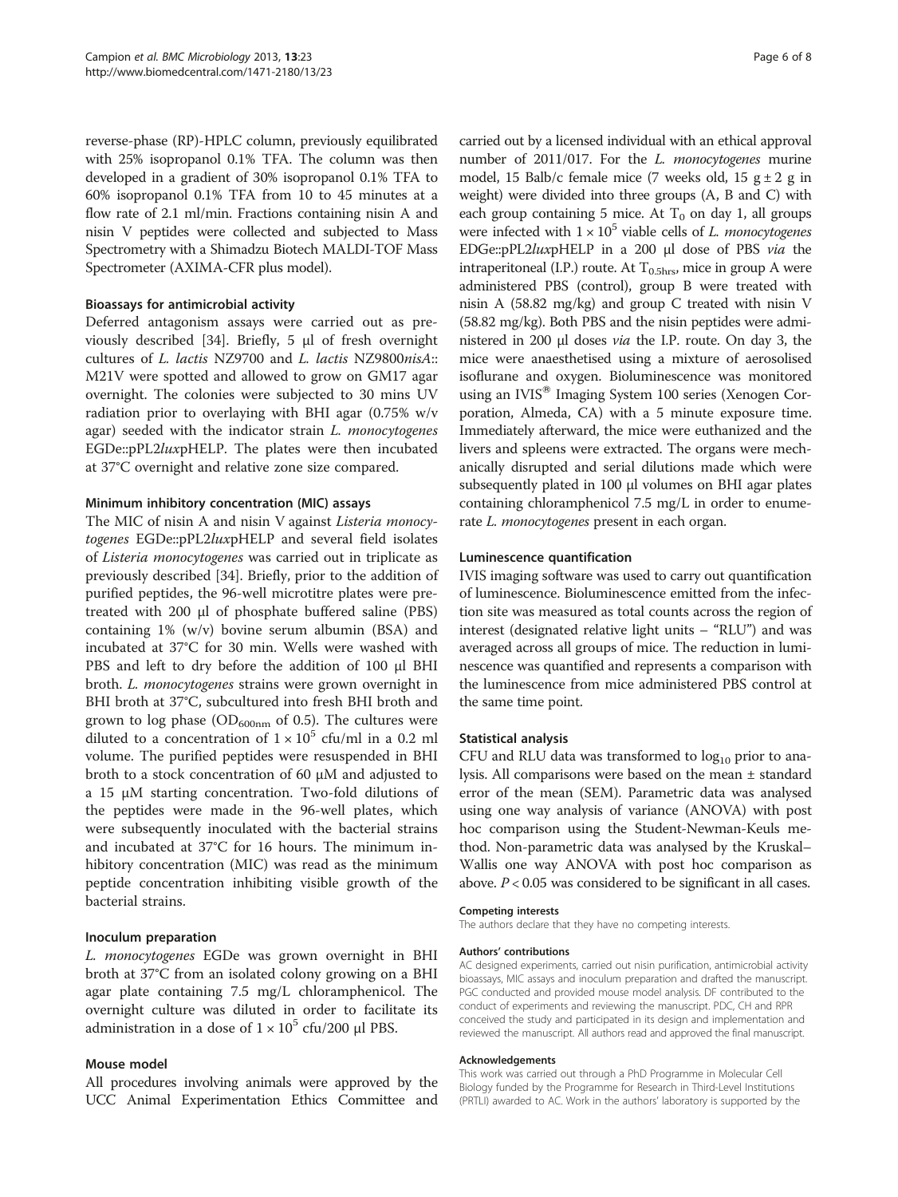reverse-phase (RP)-HPLC column, previously equilibrated with 25% isopropanol 0.1% TFA. The column was then developed in a gradient of 30% isopropanol 0.1% TFA to 60% isopropanol 0.1% TFA from 10 to 45 minutes at a flow rate of 2.1 ml/min. Fractions containing nisin A and nisin V peptides were collected and subjected to Mass Spectrometry with a Shimadzu Biotech MALDI-TOF Mass Spectrometer (AXIMA-CFR plus model).

### Bioassays for antimicrobial activity

Deferred antagonism assays were carried out as previously described [34]. Briefly, 5 μl of fresh overnight cultures of *L. lactis* NZ9700 and *L. lactis* NZ9800*nisA*::M21V were spotted and allowed to grow on GM17 agar overnight. The colonies were subjected to 30 mins UV radiation prior to overlaying with BHI agar (0.75% w/v agar) seeded with the indicator strain *L. monocytogenes* EGDe::pPL2*lux*pHELP. The plates were then incubated at 37°C overnight and relative zone size compared.

### Minimum inhibitory concentration (MIC) assays

The MIC of nisin A and nisin V against *Listeria monocytogenes* EGDe::pPL2*lux*pHELP and several field isolates of *Listeria monocytogenes* was carried out in triplicate as previously described [34]. Briefly, prior to the addition of purified peptides, the 96-well microtitre plates were pretreated with 200 μl of phosphate buffered saline (PBS) containing 1% (w/v) bovine serum albumin (BSA) and incubated at 37°C for 30 min. Wells were washed with PBS and left to dry before the addition of 100 μl BHI broth. *L. monocytogenes* strains were grown overnight in BHI broth at 37°C, subcultured into fresh BHI broth and grown to log phase ($OD_{600nm}$ of 0.5). The cultures were diluted to a concentration of $1 \times 10^5$ cfu/ml in a 0.2 ml volume. The purified peptides were resuspended in BHI broth to a stock concentration of 60 μM and adjusted to a 15 μM starting concentration. Two-fold dilutions of the peptides were made in the 96-well plates, which were subsequently inoculated with the bacterial strains and incubated at 37°C for 16 hours. The minimum inhibitory concentration (MIC) was read as the minimum peptide concentration inhibiting visible growth of the bacterial strains.

### Inoculum preparation

*L. monocytogenes* EGDe was grown overnight in BHI broth at 37°C from an isolated colony growing on a BHI agar plate containing 7.5 mg/L chloramphenicol. The overnight culture was diluted in order to facilitate its administration in a dose of $1 \times 10^5$ cfu/200 μl PBS.

### Mouse model

All procedures involving animals were approved by the UCC Animal Experimentation Ethics Committee and carried out by a licensed individual with an ethical approval number of 2011/017. For the *L. monocytogenes* murine model, 15 Balb/c female mice (7 weeks old, 15 g ± 2 g in weight) were divided into three groups (A, B and C) with each group containing 5 mice. At $T_0$ on day 1, all groups were infected with $1 \times 10^5$ viable cells of *L. monocytogenes* EDGe::pPL2*lux*pHELP in a 200 μl dose of PBS *via* the intraperitoneal (I.P.) route. At $T_{0.5hrs}$, mice in group A were administered PBS (control), group B were treated with nisin A (58.82 mg/kg) and group C treated with nisin V (58.82 mg/kg). Both PBS and the nisin peptides were administered in 200 μl doses *via* the I.P. route. On day 3, the mice were anaesthetised using a mixture of aerosolised isoflurane and oxygen. Bioluminescence was monitored using an IVIS® Imaging System 100 series (Xenogen Corporation, Almeda, CA) with a 5 minute exposure time. Immediately afterward, the mice were euthanized and the livers and spleens were extracted. The organs were mechanically disrupted and serial dilutions made which were subsequently plated in 100 μl volumes on BHI agar plates containing chloramphenicol 7.5 mg/L in order to enumerate *L. monocytogenes* present in each organ.

### Luminescence quantification

IVIS imaging software was used to carry out quantification of luminescence. Bioluminescence emitted from the infection site was measured as total counts across the region of interest (designated relative light units – "RLU") and was averaged across all groups of mice. The reduction in luminescence was quantified and represents a comparison with the luminescence from mice administered PBS control at the same time point.

### Statistical analysis

CFU and RLU data was transformed to $\log_{10}$ prior to analysis. All comparisons were based on the mean ± standard error of the mean (SEM). Parametric data was analysed using one way analysis of variance (ANOVA) with post hoc comparison using the Student-Newman-Keuls method. Non-parametric data was analysed by the Kruskal–Wallis one way ANOVA with post hoc comparison as above. $P < 0.05$ was considered to be significant in all cases.

#### Competing interests

The authors declare that they have no competing interests.

#### Authors' contributions

AC designed experiments, carried out nisin purification, antimicrobial activity bioassays, MIC assays and inoculum preparation and drafted the manuscript. PGC conducted and provided mouse model analysis. DF contributed to the conduct of experiments and reviewing the manuscript. PDC, CH and RPR conceived the study and participated in its design and implementation and reviewed the manuscript. All authors read and approved the final manuscript.

#### Acknowledgements

This work was carried out through a PhD Programme in Molecular Cell Biology funded by the Programme for Research in Third-Level Institutions (PRTLI) awarded to AC. Work in the authors' laboratory is supported by the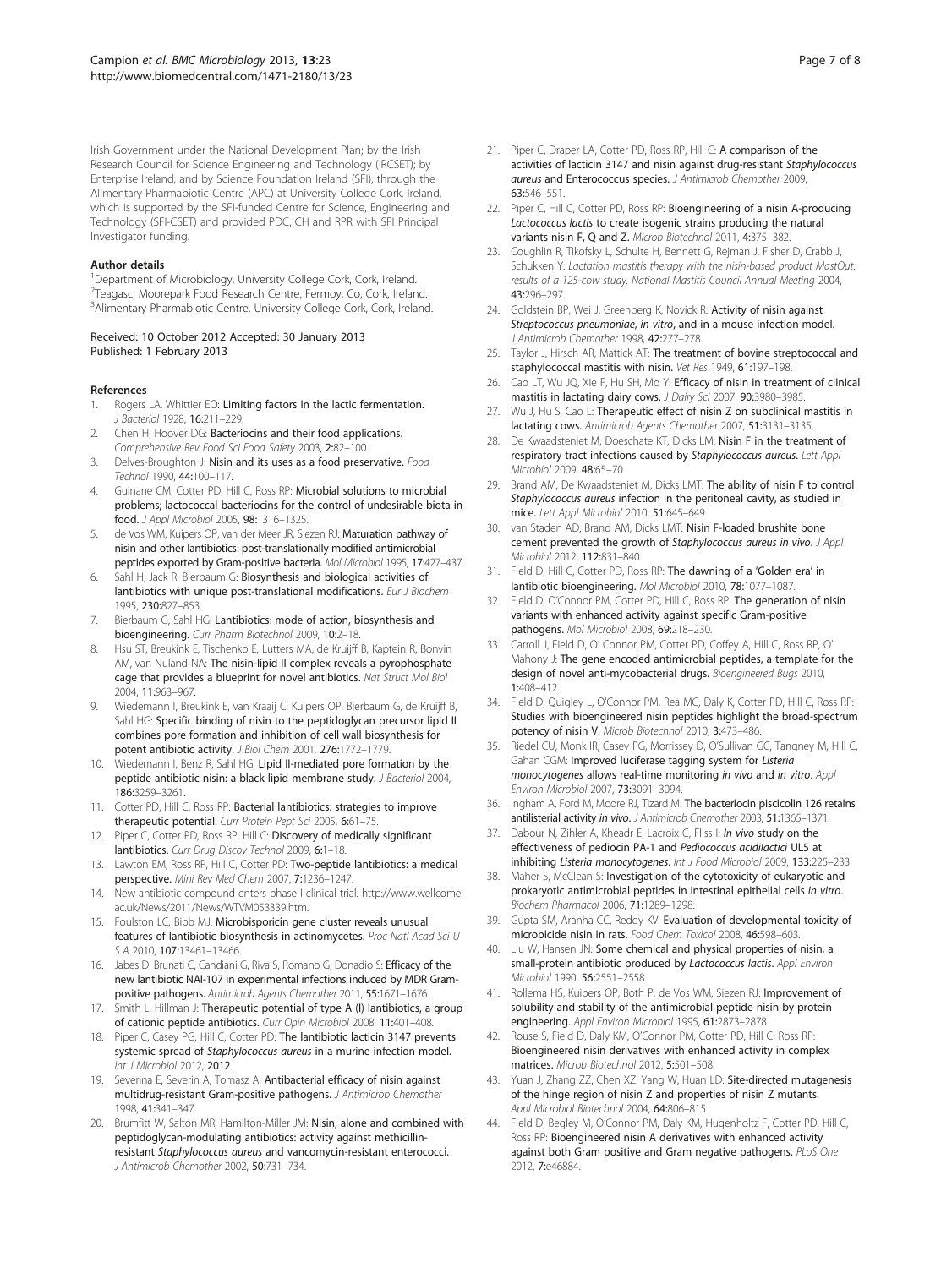Irish Government under the National Development Plan; by the Irish Research Council for Science Engineering and Technology (IRCSET); by Enterprise Ireland; and by Science Foundation Ireland (SFI), through the Alimentary Pharmabiotic Centre (APC) at University College Cork, Ireland, which is supported by the SFI-funded Centre for Science, Engineering and Technology (SFI-CSET) and provided PDC, CH and RPR with SFI Principal Investigator funding.

#### Author details

[1]Department of Microbiology, University College Cork, Cork, Ireland. [2]Teagasc, Moorepark Food Research Centre, Fermoy, Co, Cork, Ireland. [3]Alimentary Pharmabiotic Centre, University College Cork, Cork, Ireland.

Received: 10 October 2012 Accepted: 30 January 2013
Published: 1 February 2013

#### References

1. Rogers LA, Whittier EO: **Limiting factors in the lactic fermentation.** *J Bacteriol* 1928, **16:**211–229.
2. Chen H, Hoover DG: **Bacteriocins and their food applications.** *Comprehensive Rev Food Sci Food Safety* 2003, **2:**82–100.
3. Delves-Broughton J: **Nisin and its uses as a food preservative.** *Food Technol* 1990, **44:**100–117.
4. Guinane CM, Cotter PD, Hill C, Ross RP: **Microbial solutions to microbial problems; lactococcal bacteriocins for the control of undesirable biota in food.** *J Appl Microbiol* 2005, **98:**1316–1325.
5. de Vos WM, Kuipers OP, van der Meer JR, Siezen RJ: **Maturation pathway of nisin and other lantibiotics: post-translationally modified antimicrobial peptides exported by Gram-positive bacteria.** *Mol Microbiol* 1995, **17:**427–437.
6. Sahl H, Jack R, Bierbaum G: **Biosynthesis and biological activities of lantibiotics with unique post-translational modifications.** *Eur J Biochem* 1995, **230:**827–853.
7. Bierbaum G, Sahl HG: **Lantibiotics: mode of action, biosynthesis and bioengineering.** *Curr Pharm Biotechnol* 2009, **10:**2–18.
8. Hsu ST, Breukink E, Tischenko E, Lutters MA, de Kruijff B, Kaptein R, Bonvin AM, van Nuland NA: **The nisin-lipid II complex reveals a pyrophosphate cage that provides a blueprint for novel antibiotics.** *Nat Struct Mol Biol* 2004, **11:**963–967.
9. Wiedemann I, Breukink E, van Kraaij C, Kuipers OP, Bierbaum G, de Kruijff B, Sahl HG: **Specific binding of nisin to the peptidoglycan precursor lipid II combines pore formation and inhibition of cell wall biosynthesis for potent antibiotic activity.** *J Biol Chem* 2001, **276:**1772–1779.
10. Wiedemann I, Benz R, Sahl HG: **Lipid II-mediated pore formation by the peptide antibiotic nisin: a black lipid membrane study.** *J Bacteriol* 2004, **186:**3259–3261.
11. Cotter PD, Hill C, Ross RP: **Bacterial lantibiotics: strategies to improve therapeutic potential.** *Curr Protein Pept Sci* 2005, **6:**61–75.
12. Piper C, Cotter PD, Ross RP, Hill C: **Discovery of medically significant lantibiotics.** *Curr Drug Discov Technol* 2009, **6:**1–18.
13. Lawton EM, Ross RP, Hill C, Cotter PD: **Two-peptide lantibiotics: a medical perspective.** *Mini Rev Med Chem* 2007, **7:**1236–1247.
14. New antibiotic compound enters phase I clinical trial. http://www.wellcome.ac.uk/News/2011/News/WTVM053339.htm.
15. Foulston LC, Bibb MJ: **Microbisporicin gene cluster reveals unusual features of lantibiotic biosynthesis in actinomycetes.** *Proc Natl Acad Sci U S A* 2010, **107:**13461–13466.
16. Jabes D, Brunati C, Candiani G, Riva S, Romano G, Donadio S: **Efficacy of the new lantibiotic NAI-107 in experimental infections induced by MDR Gram-positive pathogens.** *Antimicrob Agents Chemother* 2011, **55:**1671–1676.
17. Smith L, Hillman J: **Therapeutic potential of type A (I) lantibiotics, a group of cationic peptide antibiotics.** *Curr Opin Microbiol* 2008, **11:**401–408.
18. Piper C, Casey PG, Hill C, Cotter PD: **The lantibiotic lacticin 3147 prevents systemic spread of *Staphylococcus aureus* in a murine infection model.** *Int J Microbiol* 2012, **2012.**
19. Severina E, Severin A, Tomasz A: **Antibacterial efficacy of nisin against multidrug-resistant Gram-positive pathogens.** *J Antimicrob Chemother* 1998, **41:**341–347.
20. Brumfitt W, Salton MR, Hamilton-Miller JM: **Nisin, alone and combined with peptidoglycan-modulating antibiotics: activity against methicillin-resistant *Staphylococcus aureus* and vancomycin-resistant enterococci.** *J Antimicrob Chemother* 2002, **50:**731–734.
21. Piper C, Draper LA, Cotter PD, Ross RP, Hill C: **A comparison of the activities of lacticin 3147 and nisin against drug-resistant *Staphylococcus aureus* and Enterococcus species.** *J Antimicrob Chemother* 2009, **63:**546–551.
22. Piper C, Hill C, Cotter PD, Ross RP: **Bioengineering of a nisin A-producing *Lactococcus lactis* to create isogenic strains producing the natural variants nisin F, Q and Z.** *Microb Biotechnol* 2011, **4:**375–382.
23. Coughlin R, Tikofsky L, Schulte H, Bennett G, Rejman J, Fisher D, Crabb J, Schukken Y: *Lactation mastitis therapy with the nisin-based product MastOut: results of a 125-cow study. National Mastitis Council Annual Meeting* 2004, **43:**296–297.
24. Goldstein BP, Wei J, Greenberg K, Novick R: **Activity of nisin against *Streptococcus pneumoniae*, *in vitro*, and in a mouse infection model.** *J Antimicrob Chemother* 1998, **42:**277–278.
25. Taylor J, Hirsch AR, Mattick AT: **The treatment of bovine streptococcal and staphylococcal mastitis with nisin.** *Vet Res* 1949, **61:**197–198.
26. Cao LT, Wu JQ, Xie F, Hu SH, Mo Y: **Efficacy of nisin in treatment of clinical mastitis in lactating dairy cows.** *J Dairy Sci* 2007, **90:**3980–3985.
27. Wu J, Hu S, Cao L: **Therapeutic effect of nisin Z on subclinical mastitis in lactating cows.** *Antimicrob Agents Chemother* 2007, **51:**3131–3135.
28. De Kwaadsteniet M, Doeschate KT, Dicks LM: **Nisin F in the treatment of respiratory tract infections caused by *Staphylococcus aureus*.** *Lett Appl Microbiol* 2009, **48:**65–70.
29. Brand AM, De Kwaadsteniet M, Dicks LMT: **The ability of nisin F to control *Staphylococcus aureus* infection in the peritoneal cavity, as studied in mice.** *Lett Appl Microbiol* 2010, **51:**645–649.
30. van Staden AD, Brand AM, Dicks LMT: **Nisin F-loaded brushite bone cement prevented the growth of *Staphylococcus aureus in vivo*.** *J Appl Microbiol* 2012, **112:**831–840.
31. Field D, Hill C, Cotter PD, Ross RP: **The dawning of a 'Golden era' in lantibiotic bioengineering.** *Mol Microbiol* 2010, **78:**1077–1087.
32. Field D, O'Connor PM, Cotter PD, Hill C, Ross RP: **The generation of nisin variants with enhanced activity against specific Gram-positive pathogens.** *Mol Microbiol* 2008, **69:**218–230.
33. Carroll J, Field D, O' Connor PM, Cotter PD, Coffey A, Hill C, Ross RP, O' Mahony J: **The gene encoded antimicrobial peptides, a template for the design of novel anti-mycobacterial drugs.** *Bioengineered Bugs* 2010, **1:**408–412.
34. Field D, Quigley L, O'Connor PM, Rea MC, Daly K, Cotter PD, Hill C, Ross RP: **Studies with bioengineered nisin peptides highlight the broad-spectrum potency of nisin V.** *Microb Biotechnol* 2010, **3:**473–486.
35. Riedel CU, Monk IR, Casey PG, Morrissey D, O'Sullivan GC, Tangney M, Hill C, Gahan CGM: **Improved luciferase tagging system for *Listeria monocytogenes* allows real-time monitoring *in vivo* and *in vitro*.** *Appl Environ Microbiol* 2007, **73:**3091–3094.
36. Ingham A, Ford M, Moore RJ, Tizard M: **The bacteriocin piscicolin 126 retains antilisterial activity *in vivo*.** *J Antimicrob Chemother* 2003, **51:**1365–1371.
37. Dabour N, Zihler A, Kheadr E, Lacroix C, Fliss I: ***In vivo* study on the effectiveness of pediocin PA-1 and *Pediococcus acidilactici* UL5 at inhibiting *Listeria monocytogenes*.** *Int J Food Microbiol* 2009, **133:**225–233.
38. Maher S, McClean S: **Investigation of the cytotoxicity of eukaryotic and prokaryotic antimicrobial peptides in intestinal epithelial cells *in vitro*.** *Biochem Pharmacol* 2006, **71:**1289–1298.
39. Gupta SM, Aranha CC, Reddy KV: **Evaluation of developmental toxicity of microbicide nisin in rats.** *Food Chem Toxicol* 2008, **46:**598–603.
40. Liu W, Hansen JN: **Some chemical and physical properties of nisin, a small-protein antibiotic produced by *Lactococcus lactis*.** *Appl Environ Microbiol* 1990, **56:**2551–2558.
41. Rollema HS, Kuipers OP, Both P, de Vos WM, Siezen RJ: **Improvement of solubility and stability of the antimicrobial peptide nisin by protein engineering.** *Appl Environ Microbiol* 1995, **61:**2873–2878.
42. Rouse S, Field D, Daly KM, O'Connor PM, Cotter PD, Hill C, Ross RP: **Bioengineered nisin derivatives with enhanced activity in complex matrices.** *Microb Biotechnol* 2012, **5:**501–508.
43. Yuan J, Zhang ZZ, Chen XZ, Yang W, Huan LD: **Site-directed mutagenesis of the hinge region of nisin Z and properties of nisin Z mutants.** *Appl Microbiol Biotechnol* 2004, **64:**806–815.
44. Field D, Begley M, O'Connor PM, Daly KM, Hugenholtz F, Cotter PD, Hill C, Ross RP: **Bioengineered nisin A derivatives with enhanced activity against both Gram positive and Gram negative pathogens.** *PLoS One* 2012, **7:**e46884.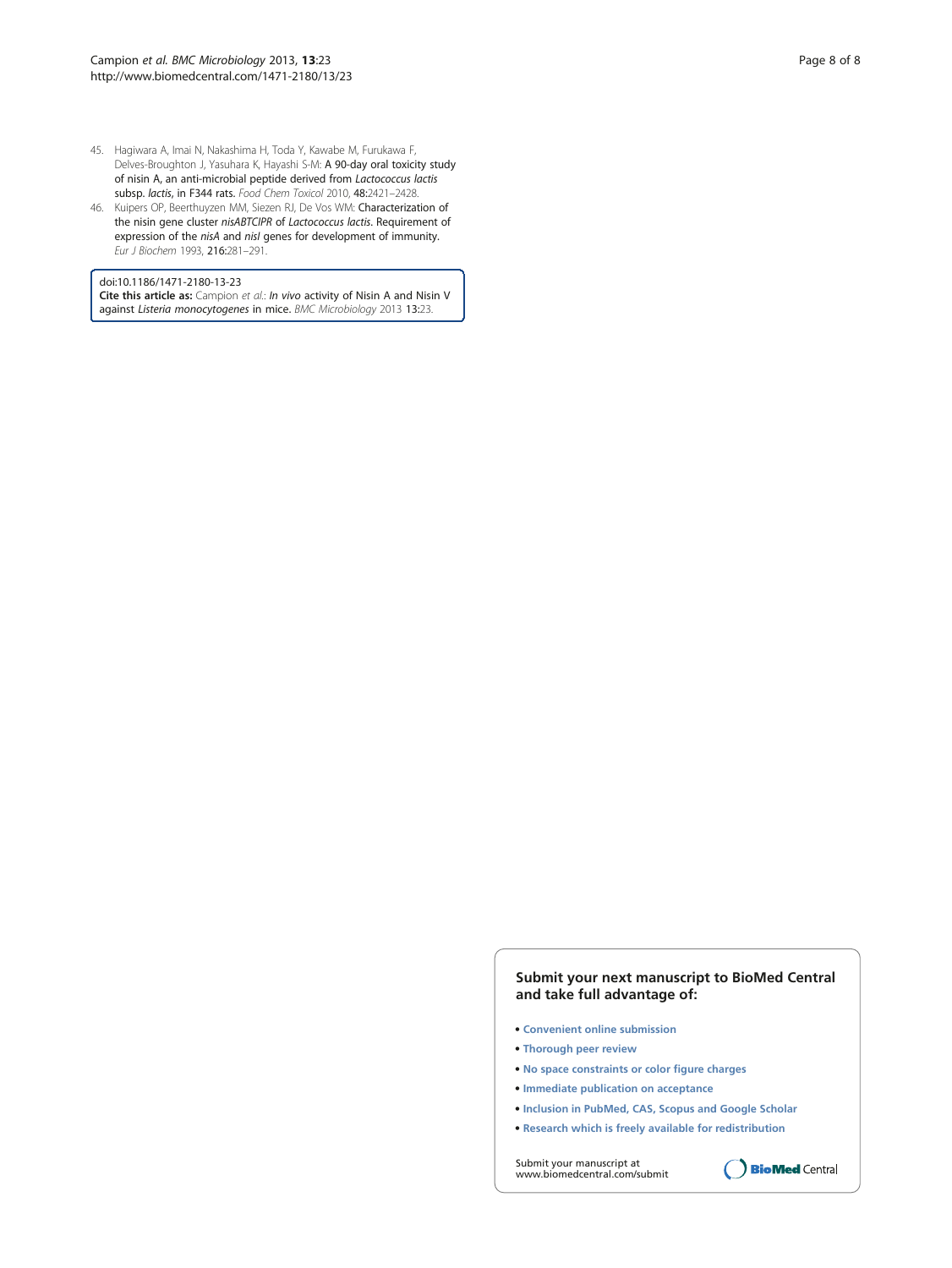45. Hagiwara A, Imai N, Nakashima H, Toda Y, Kawabe M, Furukawa F, Delves-Broughton J, Yasuhara K, Hayashi S-M: **A 90-day oral toxicity study of nisin A, an anti-microbial peptide derived from *Lactococcus lactis* subsp. *lactis*, in F344 rats.** *Food Chem Toxicol* 2010, **48:**2421–2428.
46. Kuipers OP, Beerthuyzen MM, Siezen RJ, De Vos WM: **Characterization of the nisin gene cluster *nisABTCIPR* of *Lactococcus lactis*. Requirement of expression of the *nisA* and *nisI* genes for development of immunity.** *Eur J Biochem* 1993, **216:**281–291.

doi:10.1186/1471-2180-13-23
**Cite this article as:** Campion *et al.*: ***In vivo* activity of Nisin A and Nisin V against *Listeria monocytogenes* in mice.** *BMC Microbiology* 2013 **13:**23.

**Submit your next manuscript to BioMed Central and take full advantage of:**

- **Convenient online submission**
- **Thorough peer review**
- **No space constraints or color figure charges**
- **Immediate publication on acceptance**
- **Inclusion in PubMed, CAS, Scopus and Google Scholar**
- **Research which is freely available for redistribution**

Submit your manuscript at
www.biomedcentral.com/submit

BioMed Central